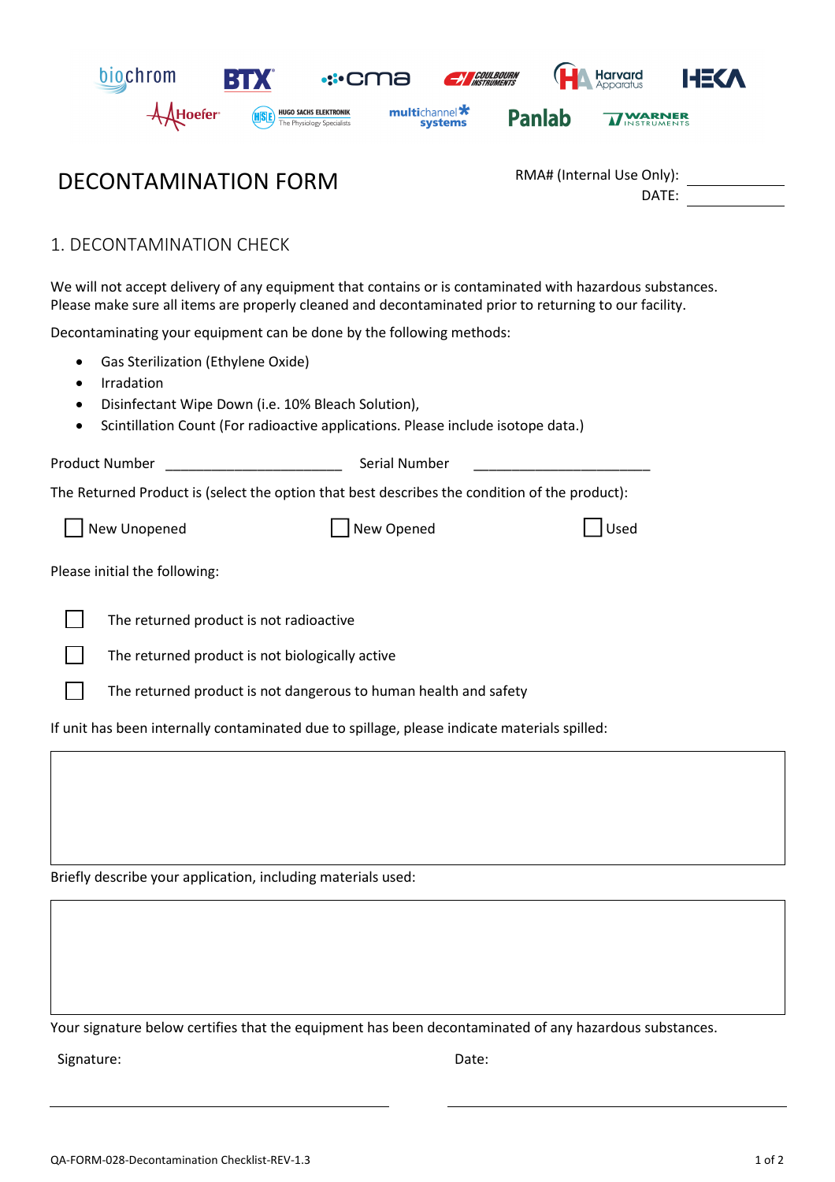# DECONTAMINATION FORM

RMA# (Internal Use Only): ____________

DATE: ____________

## 1. DECONTAMINATION CHECK

We will not accept delivery of any equipment that contains or is contaminated with hazardous substances. Please make sure all items are properly cleaned and decontaminated prior to returning to our facility.

Decontaminating your equipment can be done by the following methods:

- Gas Sterilization (Ethylene Oxide)
- Irradiation
- Disinfectant Wipe Down (i.e. 10% Bleach Solution),
- Scintillation Count (For radioactive applications. Please include isotope data.)

Product Number ________________________ Serial Number ________________________

The Returned Product is (select the option that best describes the condition of the product):

☐ New Unopened ☐ New Opened ☐ Used

Please initial the following:

☐ The returned product is not radioactive

☐ The returned product is not biologically active

☐ The returned product is not dangerous to human health and safety

If unit has been internally contaminated due to spillage, please indicate materials spilled:

Briefly describe your application, including materials used:

Your signature below certifies that the equipment has been decontaminated of any hazardous substances.

Signature: ________________________ Date: ________________________

QA-FORM-028-Decontamination Checklist-REV-1.3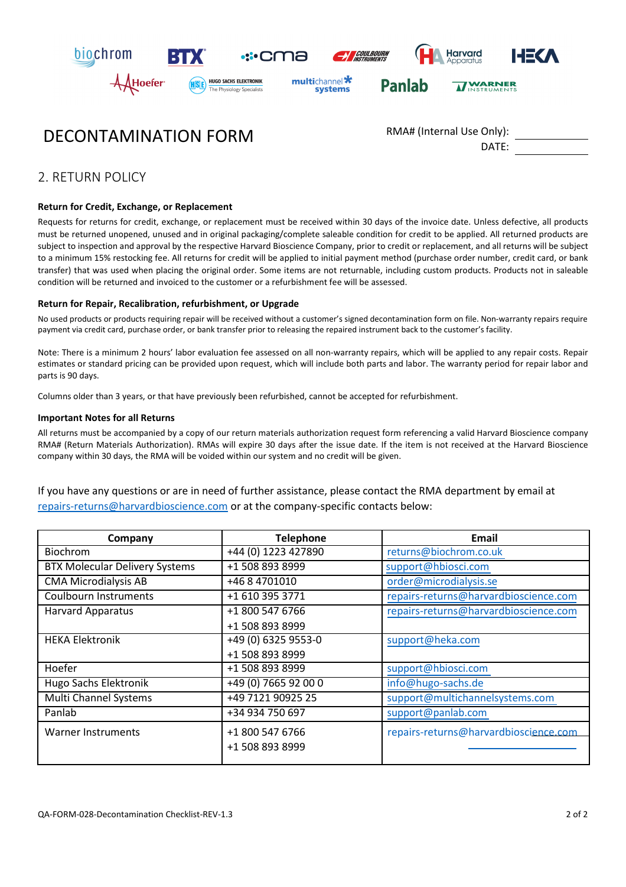# DECONTAMINATION FORM

RMA# (Internal Use Only): ____________

DATE: ____________

## 2. RETURN POLICY

**Return for Credit, Exchange, or Replacement**

Requests for returns for credit, exchange, or replacement must be received within 30 days of the invoice date. Unless defective, all products must be returned unopened, unused and in original packaging/complete saleable condition for credit to be applied. All returned products are subject to inspection and approval by the respective Harvard Bioscience Company, prior to credit or replacement, and all returns will be subject to a minimum 15% restocking fee. All returns for credit will be applied to initial payment method (purchase order number, credit card, or bank transfer) that was used when placing the original order. Some items are not returnable, including custom products. Products not in saleable condition will be returned and invoiced to the customer or a refurbishment fee will be assessed.

**Return for Repair, Recalibration, refurbishment, or Upgrade**

No used products or products requiring repair will be received without a customer's signed decontamination form on file. Non-warranty repairs require payment via credit card, purchase order, or bank transfer prior to releasing the repaired instrument back to the customer's facility.

Note: There is a minimum 2 hours' labor evaluation fee assessed on all non-warranty repairs, which will be applied to any repair costs. Repair estimates or standard pricing can be provided upon request, which will include both parts and labor. The warranty period for repair labor and parts is 90 days.

Columns older than 3 years, or that have previously been refurbished, cannot be accepted for refurbishment.

**Important Notes for all Returns**

All returns must be accompanied by a copy of our return materials authorization request form referencing a valid Harvard Bioscience company RMA# (Return Materials Authorization). RMAs will expire 30 days after the issue date. If the item is not received at the Harvard Bioscience company within 30 days, the RMA will be voided within our system and no credit will be given.

If you have any questions or are in need of further assistance, please contact the RMA department by email at repairs-returns@harvardbioscience.com or at the company-specific contacts below:

| Company | Telephone | Email |
|---|---|---|
| Biochrom | +44 (0) 1223 427890 | returns@biochrom.co.uk |
| BTX Molecular Delivery Systems | +1 508 893 8999 | support@hbiosci.com |
| CMA Microdialysis AB | +46 8 4701010 | order@microdialysis.se |
| Coulbourn Instruments | +1 610 395 3771 | repairs-returns@harvardbioscience.com |
| Harvard Apparatus | +1 800 547 6766<br>+1 508 893 8999 | repairs-returns@harvardbioscience.com |
| HEKA Elektronik | +49 (0) 6325 9553-0<br>+1 508 893 8999 | support@heka.com |
| Hoefer | +1 508 893 8999 | support@hbiosci.com |
| Hugo Sachs Elektronik | +49 (0) 7665 92 00 0 | info@hugo-sachs.de |
| Multi Channel Systems | +49 7121 90925 25 | support@multichannelsystems.com |
| Panlab | +34 934 750 697 | support@panlab.com |
| Warner Instruments | +1 800 547 6766<br>+1 508 893 8999 | repairs-returns@harvardbioscience.com |

QA-FORM-028-Decontamination Checklist-REV-1.3